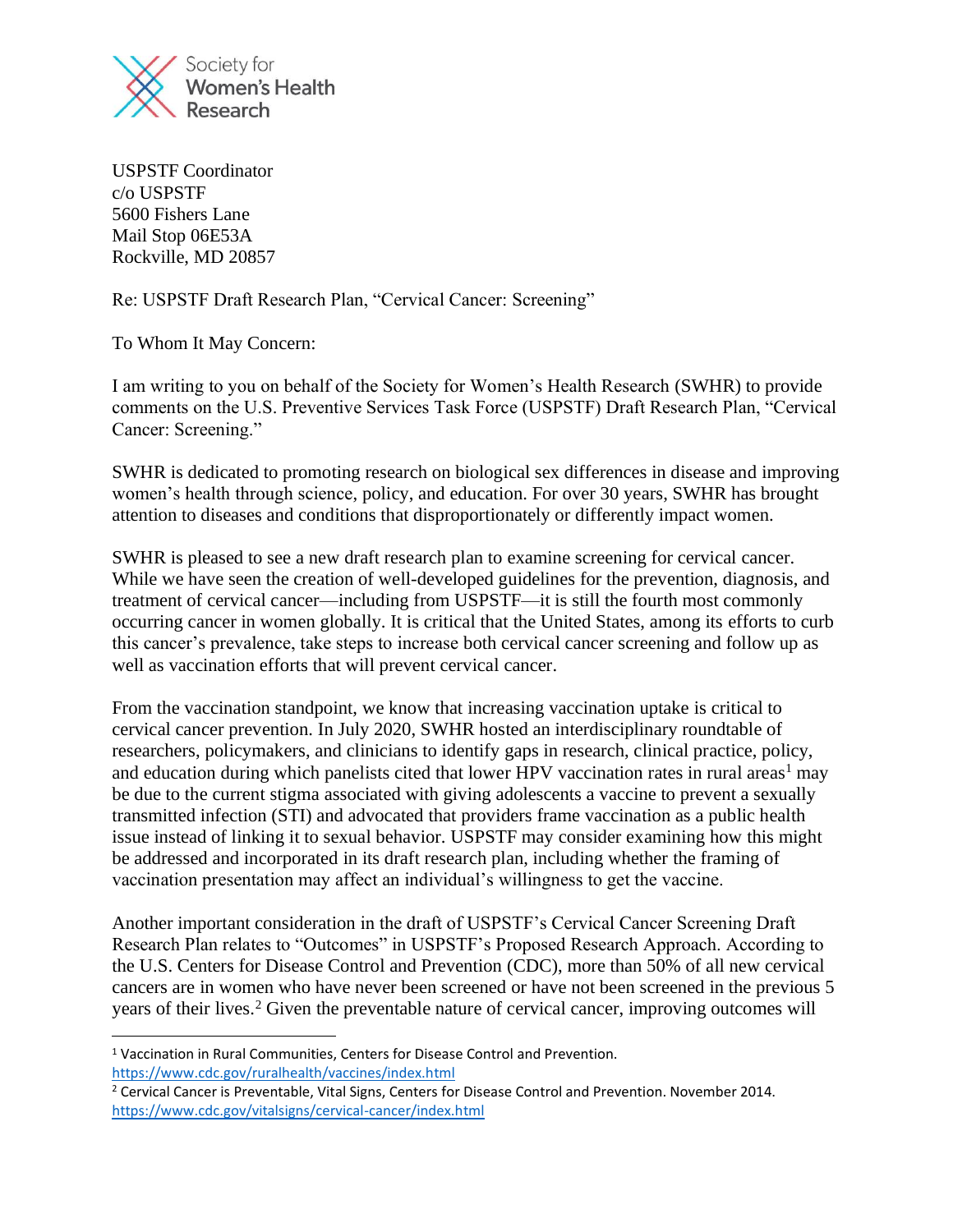Society for Women's Health Research

USPSTF Coordinator
c/o USPSTF
5600 Fishers Lane
Mail Stop 06E53A
Rockville, MD 20857

Re: USPSTF Draft Research Plan, "Cervical Cancer: Screening"

To Whom It May Concern:

I am writing to you on behalf of the Society for Women's Health Research (SWHR) to provide comments on the U.S. Preventive Services Task Force (USPSTF) Draft Research Plan, "Cervical Cancer: Screening."

SWHR is dedicated to promoting research on biological sex differences in disease and improving women's health through science, policy, and education. For over 30 years, SWHR has brought attention to diseases and conditions that disproportionately or differently impact women.

SWHR is pleased to see a new draft research plan to examine screening for cervical cancer. While we have seen the creation of well-developed guidelines for the prevention, diagnosis, and treatment of cervical cancer—including from USPSTF—it is still the fourth most commonly occurring cancer in women globally. It is critical that the United States, among its efforts to curb this cancer's prevalence, take steps to increase both cervical cancer screening and follow up as well as vaccination efforts that will prevent cervical cancer.

From the vaccination standpoint, we know that increasing vaccination uptake is critical to cervical cancer prevention. In July 2020, SWHR hosted an interdisciplinary roundtable of researchers, policymakers, and clinicians to identify gaps in research, clinical practice, policy, and education during which panelists cited that lower HPV vaccination rates in rural areas[1] may be due to the current stigma associated with giving adolescents a vaccine to prevent a sexually transmitted infection (STI) and advocated that providers frame vaccination as a public health issue instead of linking it to sexual behavior. USPSTF may consider examining how this might be addressed and incorporated in its draft research plan, including whether the framing of vaccination presentation may affect an individual's willingness to get the vaccine.

Another important consideration in the draft of USPSTF's Cervical Cancer Screening Draft Research Plan relates to "Outcomes" in USPSTF's Proposed Research Approach. According to the U.S. Centers for Disease Control and Prevention (CDC), more than 50% of all new cervical cancers are in women who have never been screened or have not been screened in the previous 5 years of their lives.[2] Given the preventable nature of cervical cancer, improving outcomes will

---

[1] Vaccination in Rural Communities, Centers for Disease Control and Prevention. https://www.cdc.gov/ruralhealth/vaccines/index.html

[2] Cervical Cancer is Preventable, Vital Signs, Centers for Disease Control and Prevention. November 2014. https://www.cdc.gov/vitalsigns/cervical-cancer/index.html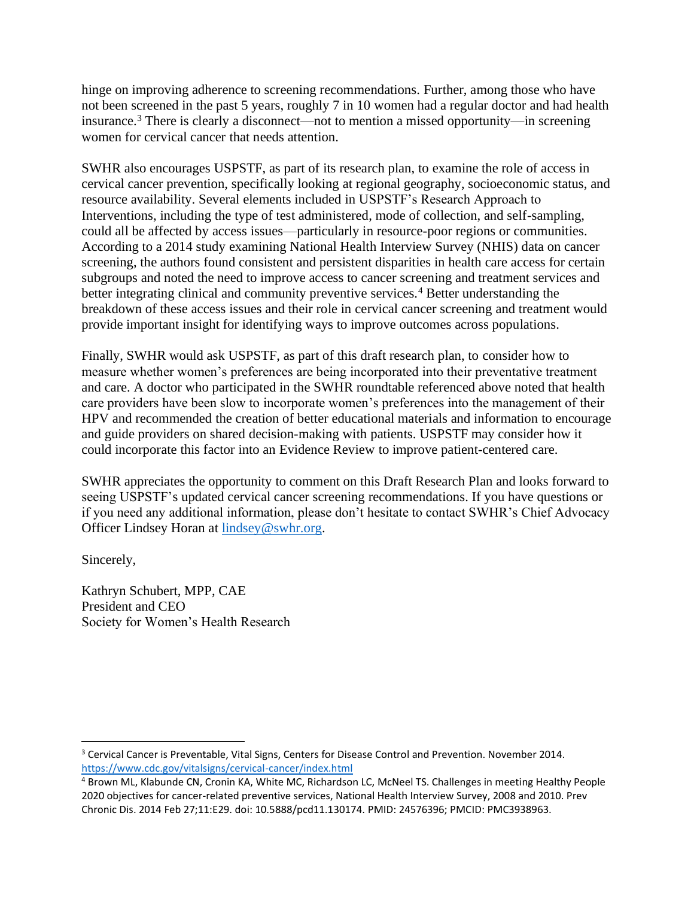hinge on improving adherence to screening recommendations. Further, among those who have not been screened in the past 5 years, roughly 7 in 10 women had a regular doctor and had health insurance.[3] There is clearly a disconnect—not to mention a missed opportunity—in screening women for cervical cancer that needs attention.

SWHR also encourages USPSTF, as part of its research plan, to examine the role of access in cervical cancer prevention, specifically looking at regional geography, socioeconomic status, and resource availability. Several elements included in USPSTF's Research Approach to Interventions, including the type of test administered, mode of collection, and self-sampling, could all be affected by access issues—particularly in resource-poor regions or communities. According to a 2014 study examining National Health Interview Survey (NHIS) data on cancer screening, the authors found consistent and persistent disparities in health care access for certain subgroups and noted the need to improve access to cancer screening and treatment services and better integrating clinical and community preventive services.[4] Better understanding the breakdown of these access issues and their role in cervical cancer screening and treatment would provide important insight for identifying ways to improve outcomes across populations.

Finally, SWHR would ask USPSTF, as part of this draft research plan, to consider how to measure whether women's preferences are being incorporated into their preventative treatment and care. A doctor who participated in the SWHR roundtable referenced above noted that health care providers have been slow to incorporate women's preferences into the management of their HPV and recommended the creation of better educational materials and information to encourage and guide providers on shared decision-making with patients. USPSTF may consider how it could incorporate this factor into an Evidence Review to improve patient-centered care.

SWHR appreciates the opportunity to comment on this Draft Research Plan and looks forward to seeing USPSTF's updated cervical cancer screening recommendations. If you have questions or if you need any additional information, please don't hesitate to contact SWHR's Chief Advocacy Officer Lindsey Horan at lindsey@swhr.org.

Sincerely,

Kathryn Schubert, MPP, CAE
President and CEO
Society for Women's Health Research

---

[3] Cervical Cancer is Preventable, Vital Signs, Centers for Disease Control and Prevention. November 2014. https://www.cdc.gov/vitalsigns/cervical-cancer/index.html

[4] Brown ML, Klabunde CN, Cronin KA, White MC, Richardson LC, McNeel TS. Challenges in meeting Healthy People 2020 objectives for cancer-related preventive services, National Health Interview Survey, 2008 and 2010. Prev Chronic Dis. 2014 Feb 27;11:E29. doi: 10.5888/pcd11.130174. PMID: 24576396; PMCID: PMC3938963.